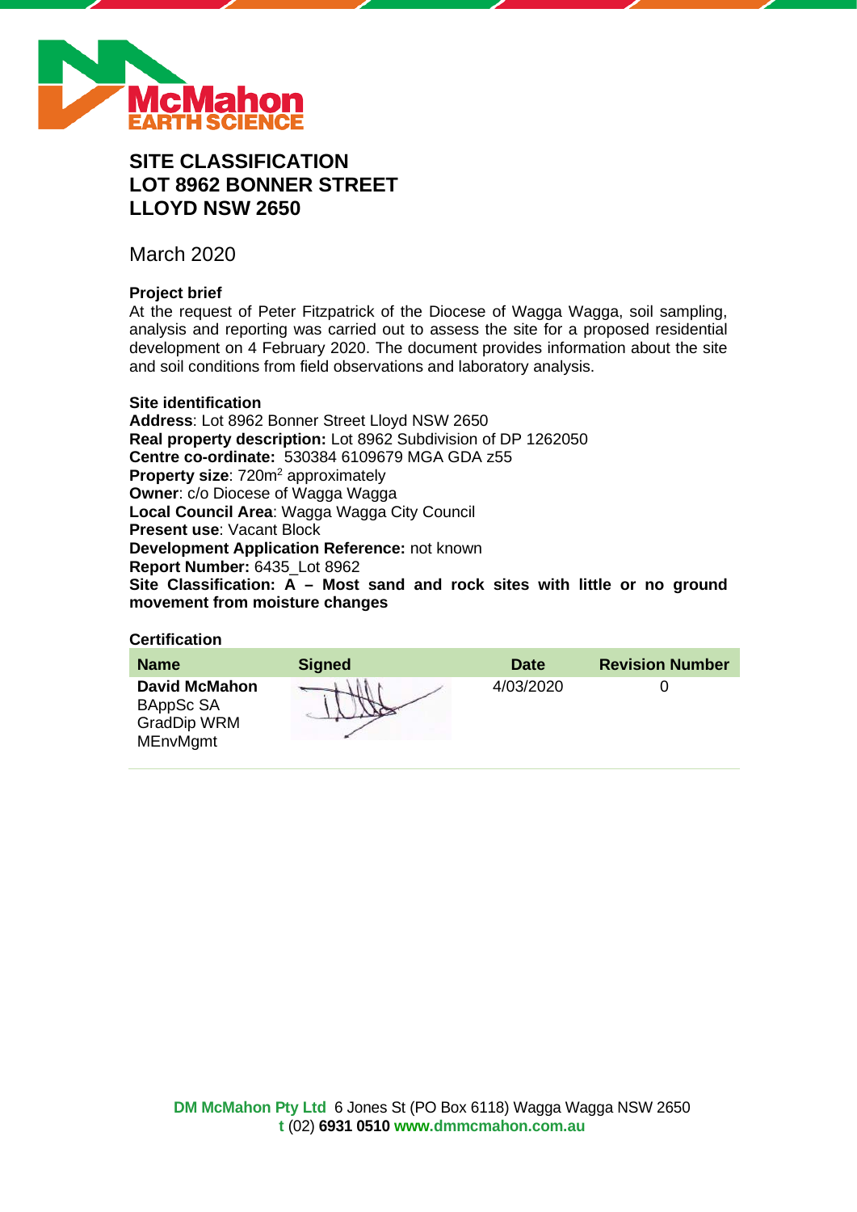# SITE CLASSIFICATION
# LOT 8962 BONNER STREET
# LLOYD NSW 2650

March 2020

### Project brief

At the request of Peter Fitzpatrick of the Diocese of Wagga Wagga, soil sampling, analysis and reporting was carried out to assess the site for a proposed residential development on 4 February 2020. The document provides information about the site and soil conditions from field observations and laboratory analysis.

### Site identification

**Address**: Lot 8962 Bonner Street Lloyd NSW 2650
**Real property description:** Lot 8962 Subdivision of DP 1262050
**Centre co-ordinate:** 530384 6109679 MGA GDA z55
**Property size**: 720m$^2$ approximately
**Owner**: c/o Diocese of Wagga Wagga
**Local Council Area**: Wagga Wagga City Council
**Present use**: Vacant Block
**Development Application Reference:** not known
**Report Number:** 6435_Lot 8962
**Site Classification: A – Most sand and rock sites with little or no ground movement from moisture changes**

### Certification

| Name | Signed | Date | Revision Number |
|---|---|---|---|
| **David McMahon** BAppSc SA GradDip WRM MEnvMgmt | | 4/03/2020 | 0 |

**DM McMahon Pty Ltd** 6 Jones St (PO Box 6118) Wagga Wagga NSW 2650
**t** (02) **6931 0510** **www.dmmcmahon.com.au**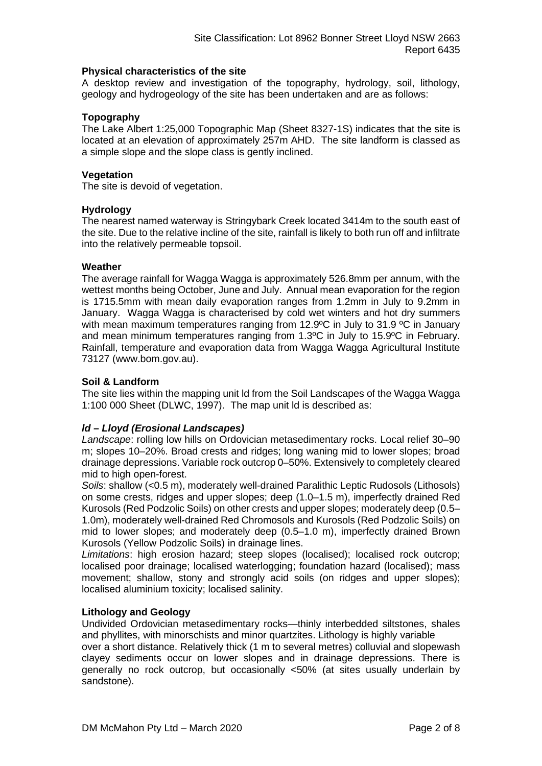**Physical characteristics of the site**

A desktop review and investigation of the topography, hydrology, soil, lithology, geology and hydrogeology of the site has been undertaken and are as follows:

**Topography**

The Lake Albert 1:25,000 Topographic Map (Sheet 8327-1S) indicates that the site is located at an elevation of approximately 257m AHD. The site landform is classed as a simple slope and the slope class is gently inclined.

**Vegetation**

The site is devoid of vegetation.

**Hydrology**

The nearest named waterway is Stringybark Creek located 3414m to the south east of the site. Due to the relative incline of the site, rainfall is likely to both run off and infiltrate into the relatively permeable topsoil.

**Weather**

The average rainfall for Wagga Wagga is approximately 526.8mm per annum, with the wettest months being October, June and July. Annual mean evaporation for the region is 1715.5mm with mean daily evaporation ranges from 1.2mm in July to 9.2mm in January. Wagga Wagga is characterised by cold wet winters and hot dry summers with mean maximum temperatures ranging from 12.9ºC in July to 31.9 ºC in January and mean minimum temperatures ranging from 1.3ºC in July to 15.9ºC in February. Rainfall, temperature and evaporation data from Wagga Wagga Agricultural Institute 73127 (www.bom.gov.au).

**Soil & Landform**

The site lies within the mapping unit ld from the Soil Landscapes of the Wagga Wagga 1:100 000 Sheet (DLWC, 1997). The map unit ld is described as:

***ld – Lloyd (Erosional Landscapes)***

*Landscape*: rolling low hills on Ordovician metasedimentary rocks. Local relief 30–90 m; slopes 10–20%. Broad crests and ridges; long waning mid to lower slopes; broad drainage depressions. Variable rock outcrop 0–50%. Extensively to completely cleared mid to high open-forest.

*Soils*: shallow (<0.5 m), moderately well-drained Paralithic Leptic Rudosols (Lithosols) on some crests, ridges and upper slopes; deep (1.0–1.5 m), imperfectly drained Red Kurosols (Red Podzolic Soils) on other crests and upper slopes; moderately deep (0.5–1.0m), moderately well-drained Red Chromosols and Kurosols (Red Podzolic Soils) on mid to lower slopes; and moderately deep (0.5–1.0 m), imperfectly drained Brown Kurosols (Yellow Podzolic Soils) in drainage lines.

*Limitations*: high erosion hazard; steep slopes (localised); localised rock outcrop; localised poor drainage; localised waterlogging; foundation hazard (localised); mass movement; shallow, stony and strongly acid soils (on ridges and upper slopes); localised aluminium toxicity; localised salinity.

**Lithology and Geology**

Undivided Ordovician metasedimentary rocks—thinly interbedded siltstones, shales and phyllites, with minorschists and minor quartzites. Lithology is highly variable over a short distance. Relatively thick (1 m to several metres) colluvial and slopewash clayey sediments occur on lower slopes and in drainage depressions. There is generally no rock outcrop, but occasionally <50% (at sites usually underlain by sandstone).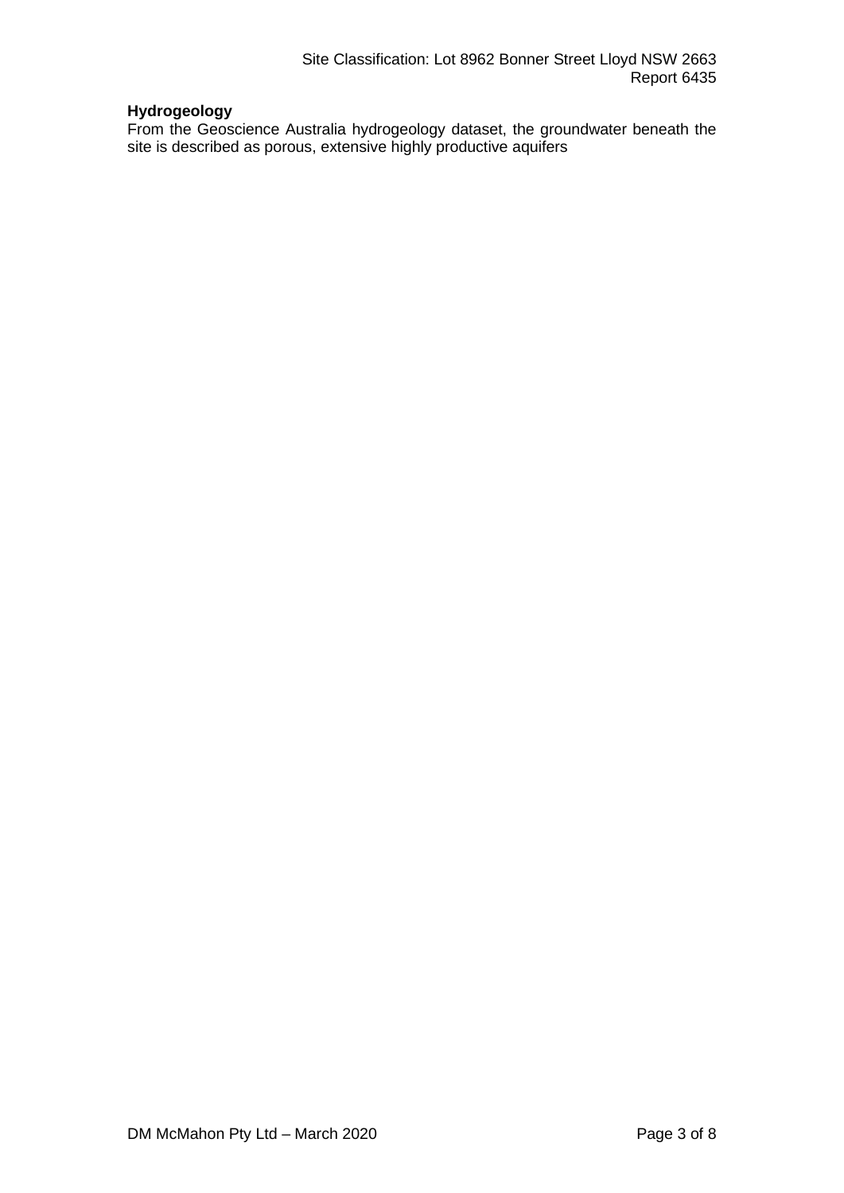**Hydrogeology**

From the Geoscience Australia hydrogeology dataset, the groundwater beneath the site is described as porous, extensive highly productive aquifers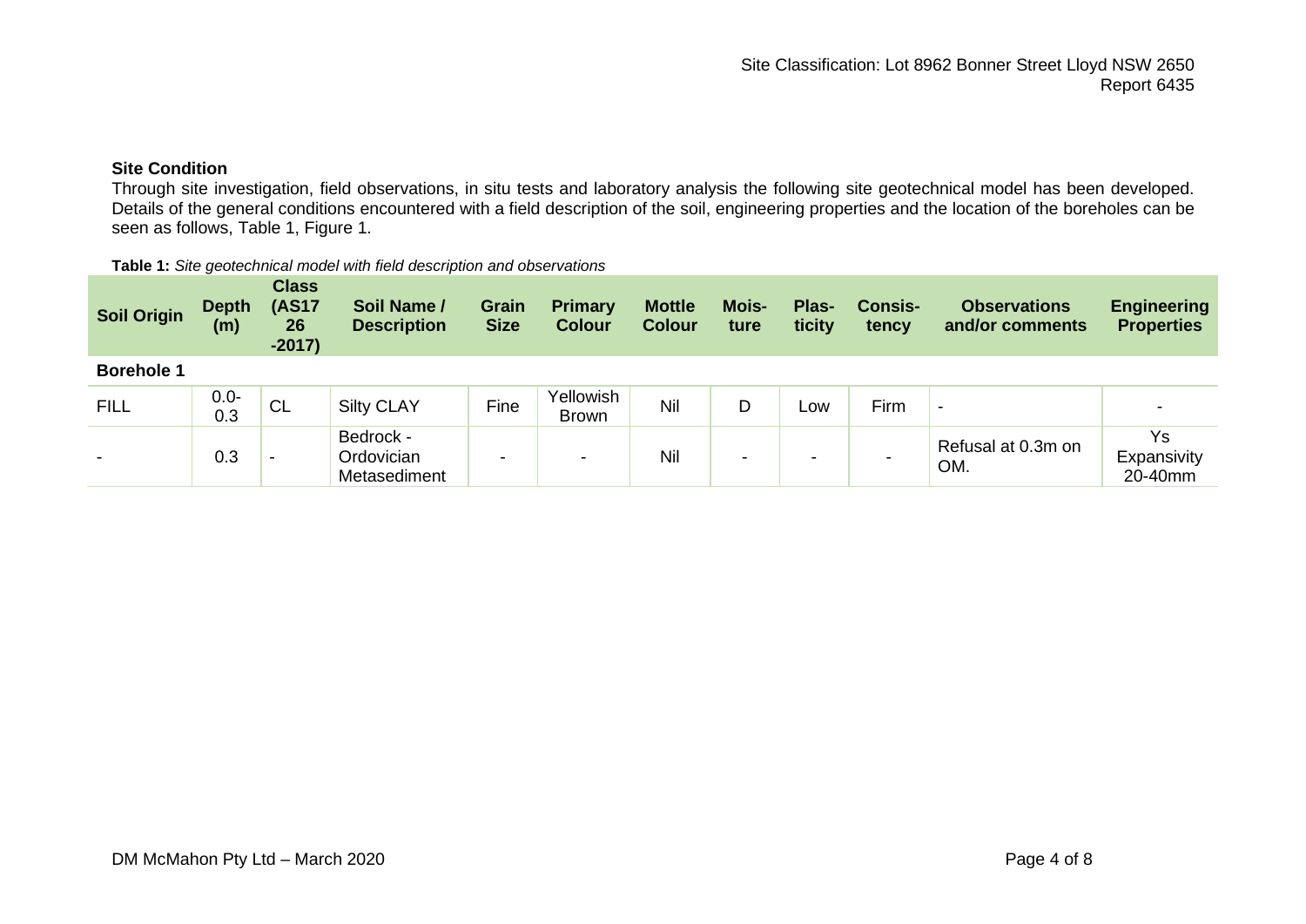### Site Condition

Through site investigation, field observations, in situ tests and laboratory analysis the following site geotechnical model has been developed. Details of the general conditions encountered with a field description of the soil, engineering properties and the location of the boreholes can be seen as follows, Table 1, Figure 1.

**Table 1:** *Site geotechnical model with field description and observations*

| Soil Origin | Depth (m) | Class (AS1726-2017) | Soil Name / Description | Grain Size | Primary Colour | Mottle Colour | Moisture | Plasticity | Consistency | Observations and/or comments | Engineering Properties |
|---|---|---|---|---|---|---|---|---|---|---|---|
| **Borehole 1** | | | | | | | | | | | |
| FILL | 0.0-0.3 | CL | Silty CLAY | Fine | Yellowish Brown | Nil | D | Low | Firm | - | - |
| - | 0.3 | - | Bedrock - Ordovician Metasediment | - | - | Nil | - | - | - | Refusal at 0.3m on OM. | Ys Expansivity 20-40mm |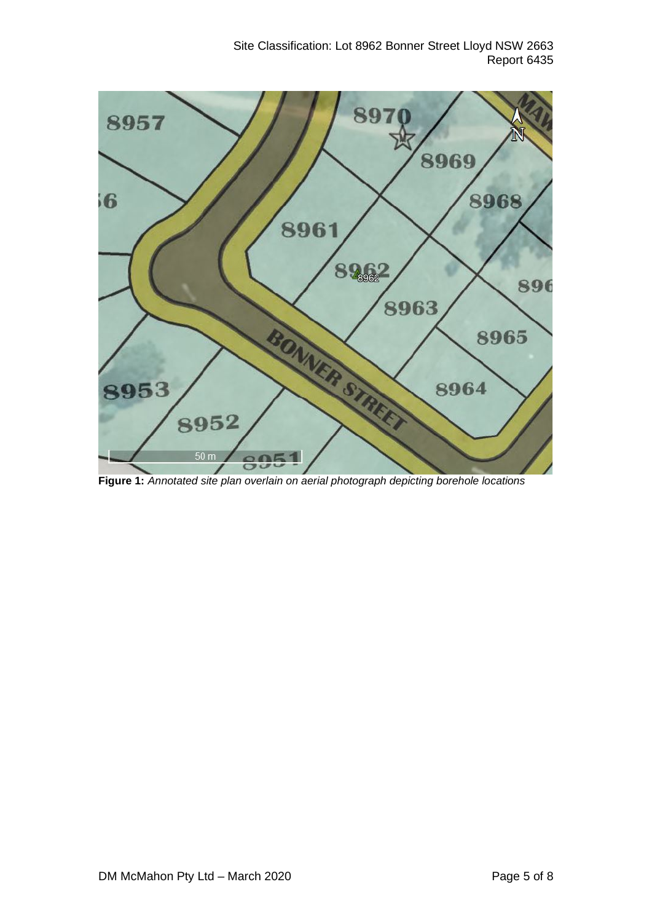**Figure 1:** *Annotated site plan overlain on aerial photograph depicting borehole locations*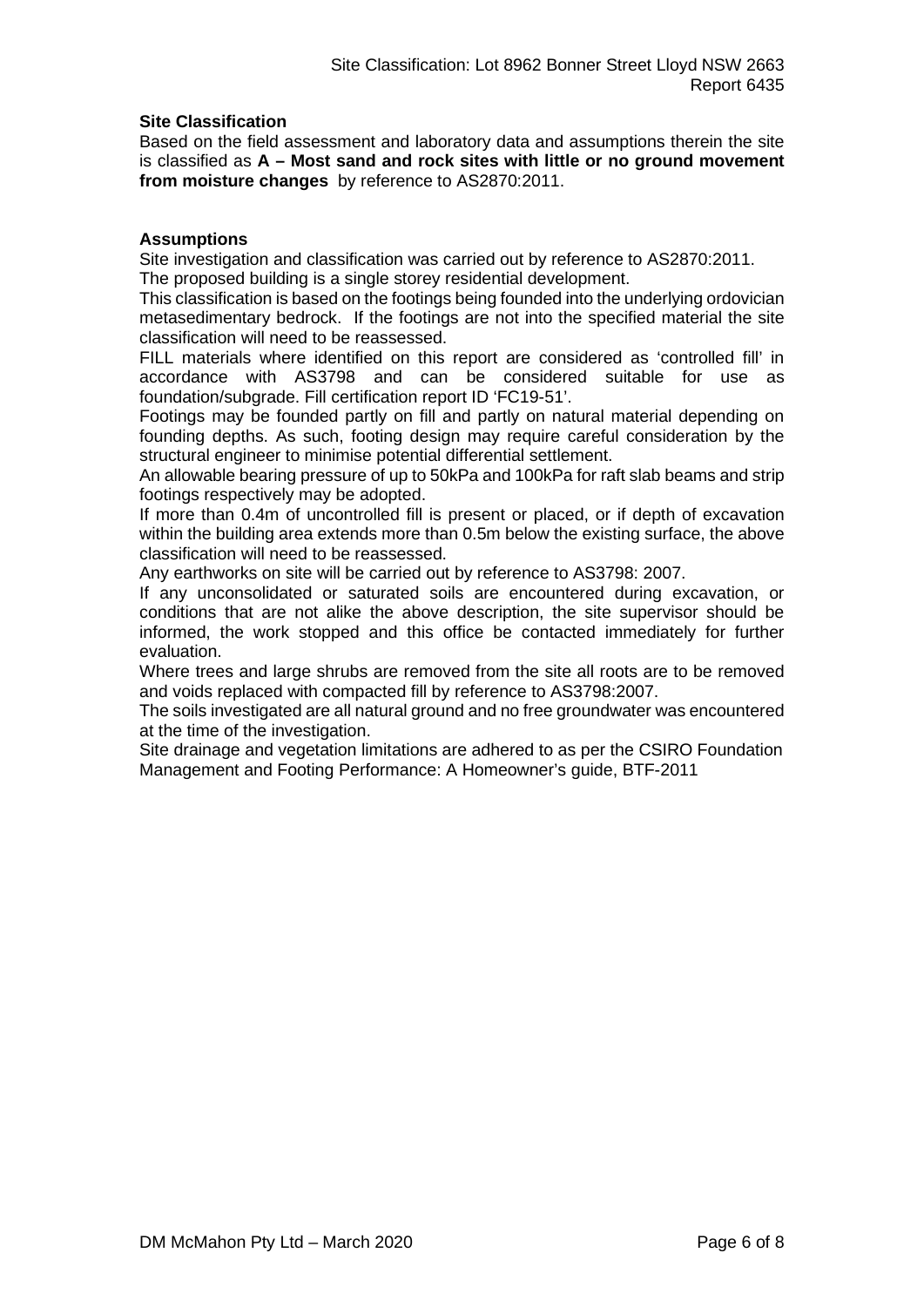## Site Classification

Based on the field assessment and laboratory data and assumptions therein the site is classified as **A – Most sand and rock sites with little or no ground movement from moisture changes** by reference to AS2870:2011.

## Assumptions

Site investigation and classification was carried out by reference to AS2870:2011.

The proposed building is a single storey residential development.

This classification is based on the footings being founded into the underlying ordovician metasedimentary bedrock. If the footings are not into the specified material the site classification will need to be reassessed.

FILL materials where identified on this report are considered as 'controlled fill' in accordance with AS3798 and can be considered suitable for use as foundation/subgrade. Fill certification report ID 'FC19-51'.

Footings may be founded partly on fill and partly on natural material depending on founding depths. As such, footing design may require careful consideration by the structural engineer to minimise potential differential settlement.

An allowable bearing pressure of up to 50kPa and 100kPa for raft slab beams and strip footings respectively may be adopted.

If more than 0.4m of uncontrolled fill is present or placed, or if depth of excavation within the building area extends more than 0.5m below the existing surface, the above classification will need to be reassessed.

Any earthworks on site will be carried out by reference to AS3798: 2007.

If any unconsolidated or saturated soils are encountered during excavation, or conditions that are not alike the above description, the site supervisor should be informed, the work stopped and this office be contacted immediately for further evaluation.

Where trees and large shrubs are removed from the site all roots are to be removed and voids replaced with compacted fill by reference to AS3798:2007.

The soils investigated are all natural ground and no free groundwater was encountered at the time of the investigation.

Site drainage and vegetation limitations are adhered to as per the CSIRO Foundation Management and Footing Performance: A Homeowner's guide, BTF-2011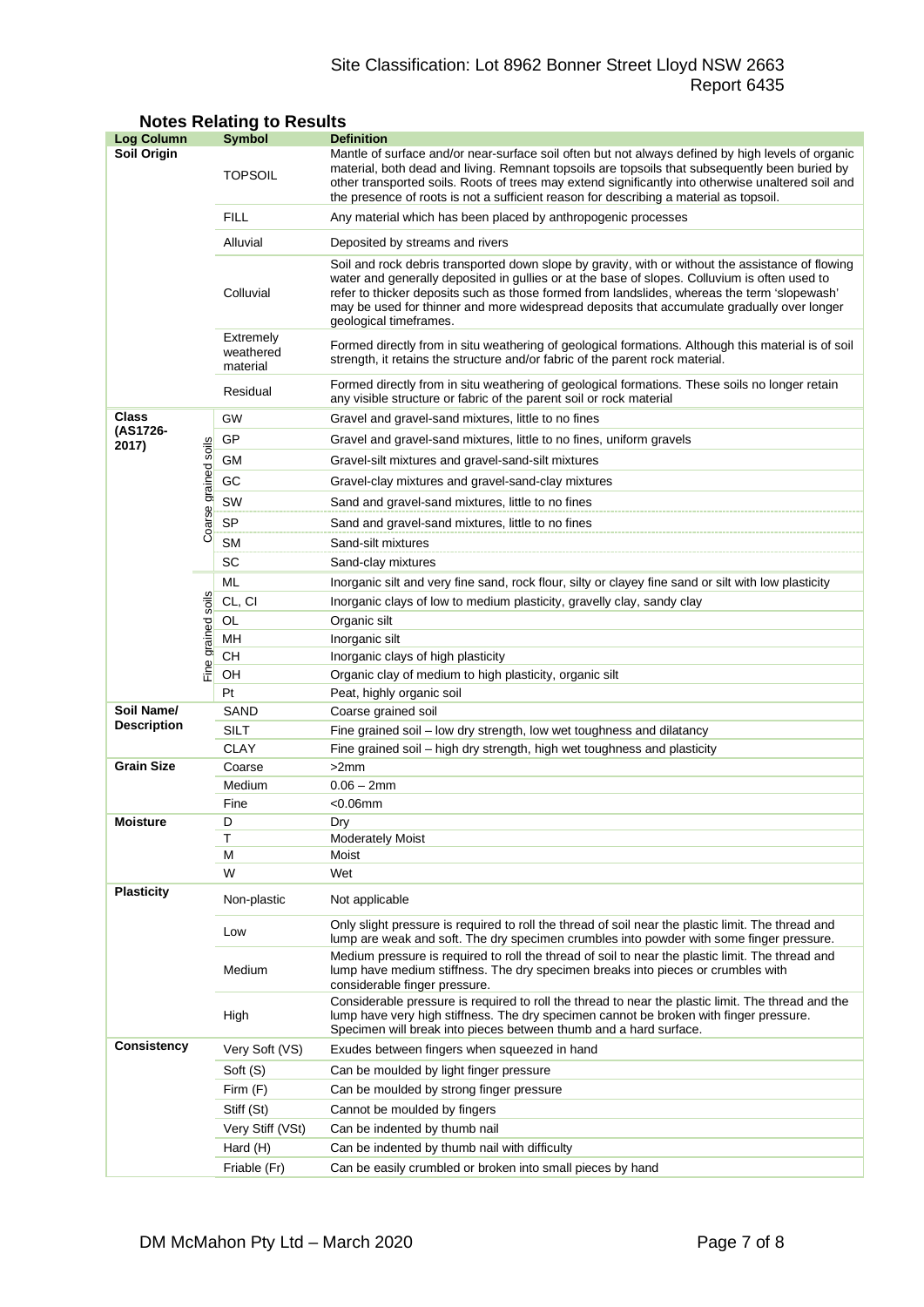## Notes Relating to Results

| Log Column | | Symbol | Definition |
|---|---|---|---|
| **Soil Origin** | | TOPSOIL | Mantle of surface and/or near-surface soil often but not always defined by high levels of organic material, both dead and living. Remnant topsoils are topsoils that subsequently been buried by other transported soils. Roots of trees may extend significantly into otherwise unaltered soil and the presence of roots is not a sufficient reason for describing a material as topsoil. |
| | | FILL | Any material which has been placed by anthropogenic processes |
| | | Alluvial | Deposited by streams and rivers |
| | | Colluvial | Soil and rock debris transported down slope by gravity, with or without the assistance of flowing water and generally deposited in gullies or at the base of slopes. Colluvium is often used to refer to thicker deposits such as those formed from landslides, whereas the term 'slopewash' may be used for thinner and more widespread deposits that accumulate gradually over longer geological timeframes. |
| | | Extremely weathered material | Formed directly from in situ weathering of geological formations. Although this material is of soil strength, it retains the structure and/or fabric of the parent rock material. |
| | | Residual | Formed directly from in situ weathering of geological formations. These soils no longer retain any visible structure or fabric of the parent soil or rock material |
| **Class (AS1726-2017)** | Coarse grained soils | GW | Gravel and gravel-sand mixtures, little to no fines |
| | | GP | Gravel and gravel-sand mixtures, little to no fines, uniform gravels |
| | | GM | Gravel-silt mixtures and gravel-sand-silt mixtures |
| | | GC | Gravel-clay mixtures and gravel-sand-clay mixtures |
| | | SW | Sand and gravel-sand mixtures, little to no fines |
| | | SP | Sand and gravel-sand mixtures, little to no fines |
| | | SM | Sand-silt mixtures |
| | | SC | Sand-clay mixtures |
| | Fine grained soils | ML | Inorganic silt and very fine sand, rock flour, silty or clayey fine sand or silt with low plasticity |
| | | CL, CI | Inorganic clays of low to medium plasticity, gravelly clay, sandy clay |
| | | OL | Organic silt |
| | | MH | Inorganic silt |
| | | CH | Inorganic clays of high plasticity |
| | | OH | Organic clay of medium to high plasticity, organic silt |
| | | Pt | Peat, highly organic soil |
| **Soil Name/ Description** | | SAND | Coarse grained soil |
| | | SILT | Fine grained soil – low dry strength, low wet toughness and dilatancy |
| | | CLAY | Fine grained soil – high dry strength, high wet toughness and plasticity |
| **Grain Size** | | Coarse | >2mm |
| | | Medium | 0.06 – 2mm |
| | | Fine | <0.06mm |
| **Moisture** | | D | Dry |
| | | T | Moderately Moist |
| | | M | Moist |
| | | W | Wet |
| **Plasticity** | | Non-plastic | Not applicable |
| | | Low | Only slight pressure is required to roll the thread of soil near the plastic limit. The thread and lump are weak and soft. The dry specimen crumbles into powder with some finger pressure. |
| | | Medium | Medium pressure is required to roll the thread of soil to near the plastic limit. The thread and lump have medium stiffness. The dry specimen breaks into pieces or crumbles with considerable finger pressure. |
| | | High | Considerable pressure is required to roll the thread to near the plastic limit. The thread and the lump have very high stiffness. The dry specimen cannot be broken with finger pressure. Specimen will break into pieces between thumb and a hard surface. |
| **Consistency** | | Very Soft (VS) | Exudes between fingers when squeezed in hand |
| | | Soft (S) | Can be moulded by light finger pressure |
| | | Firm (F) | Can be moulded by strong finger pressure |
| | | Stiff (St) | Cannot be moulded by fingers |
| | | Very Stiff (VSt) | Can be indented by thumb nail |
| | | Hard (H) | Can be indented by thumb nail with difficulty |
| | | Friable (Fr) | Can be easily crumbled or broken into small pieces by hand |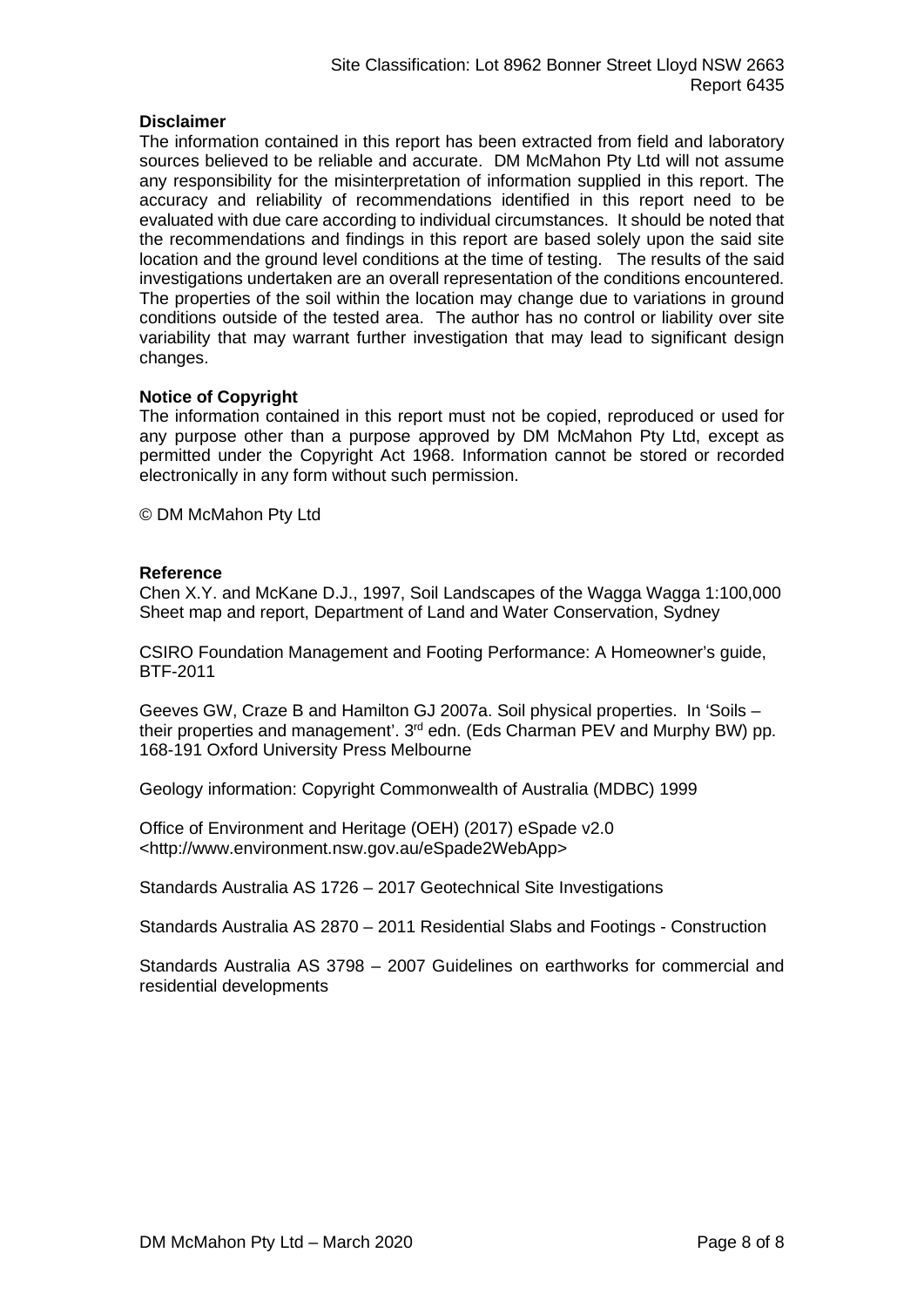**Disclaimer**

The information contained in this report has been extracted from field and laboratory sources believed to be reliable and accurate. DM McMahon Pty Ltd will not assume any responsibility for the misinterpretation of information supplied in this report. The accuracy and reliability of recommendations identified in this report need to be evaluated with due care according to individual circumstances. It should be noted that the recommendations and findings in this report are based solely upon the said site location and the ground level conditions at the time of testing. The results of the said investigations undertaken are an overall representation of the conditions encountered. The properties of the soil within the location may change due to variations in ground conditions outside of the tested area. The author has no control or liability over site variability that may warrant further investigation that may lead to significant design changes.

**Notice of Copyright**

The information contained in this report must not be copied, reproduced or used for any purpose other than a purpose approved by DM McMahon Pty Ltd, except as permitted under the Copyright Act 1968. Information cannot be stored or recorded electronically in any form without such permission.

© DM McMahon Pty Ltd

**Reference**

Chen X.Y. and McKane D.J., 1997, Soil Landscapes of the Wagga Wagga 1:100,000 Sheet map and report, Department of Land and Water Conservation, Sydney

CSIRO Foundation Management and Footing Performance: A Homeowner's guide, BTF-2011

Geeves GW, Craze B and Hamilton GJ 2007a. Soil physical properties. In 'Soils – their properties and management'. 3rd edn. (Eds Charman PEV and Murphy BW) pp. 168-191 Oxford University Press Melbourne

Geology information: Copyright Commonwealth of Australia (MDBC) 1999

Office of Environment and Heritage (OEH) (2017) eSpade v2.0 <http://www.environment.nsw.gov.au/eSpade2WebApp>

Standards Australia AS 1726 – 2017 Geotechnical Site Investigations

Standards Australia AS 2870 – 2011 Residential Slabs and Footings - Construction

Standards Australia AS 3798 – 2007 Guidelines on earthworks for commercial and residential developments